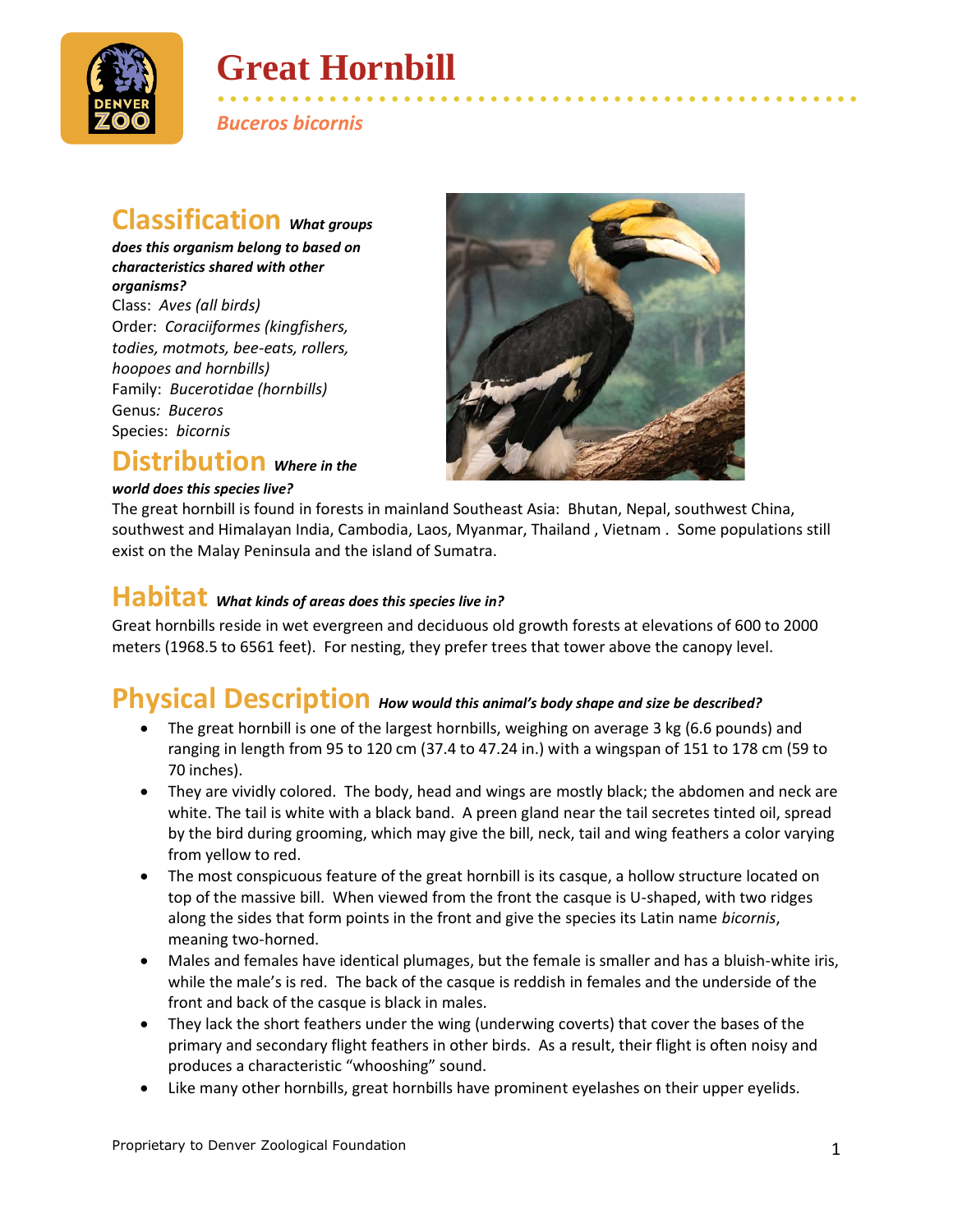# Great Hornbill

*Buceros bicornis*

## Classification *What groups does this organism belong to based on characteristics shared with other organisms?*

Class: *Aves (all birds)*
Order: *Coraciiformes (kingfishers, todies, motmots, bee-eats, rollers, hoopoes and hornbills)*
Family: *Bucerotidae (hornbills)*
Genus*: Buceros*
Species: *bicornis*

## Distribution *Where in the world does this species live?*

The great hornbill is found in forests in mainland Southeast Asia: Bhutan, Nepal, southwest China, southwest and Himalayan India, Cambodia, Laos, Myanmar, Thailand , Vietnam . Some populations still exist on the Malay Peninsula and the island of Sumatra.

## Habitat *What kinds of areas does this species live in?*

Great hornbills reside in wet evergreen and deciduous old growth forests at elevations of 600 to 2000 meters (1968.5 to 6561 feet). For nesting, they prefer trees that tower above the canopy level.

## Physical Description *How would this animal's body shape and size be described?*

- The great hornbill is one of the largest hornbills, weighing on average 3 kg (6.6 pounds) and ranging in length from 95 to 120 cm (37.4 to 47.24 in.) with a wingspan of 151 to 178 cm (59 to 70 inches).
- They are vividly colored. The body, head and wings are mostly black; the abdomen and neck are white. The tail is white with a black band. A preen gland near the tail secretes tinted oil, spread by the bird during grooming, which may give the bill, neck, tail and wing feathers a color varying from yellow to red.
- The most conspicuous feature of the great hornbill is its casque, a hollow structure located on top of the massive bill. When viewed from the front the casque is U-shaped, with two ridges along the sides that form points in the front and give the species its Latin name *bicornis*, meaning two-horned.
- Males and females have identical plumages, but the female is smaller and has a bluish-white iris, while the male's is red. The back of the casque is reddish in females and the underside of the front and back of the casque is black in males.
- They lack the short feathers under the wing (underwing coverts) that cover the bases of the primary and secondary flight feathers in other birds. As a result, their flight is often noisy and produces a characteristic "whooshing" sound.
- Like many other hornbills, great hornbills have prominent eyelashes on their upper eyelids.

Proprietary to Denver Zoological Foundation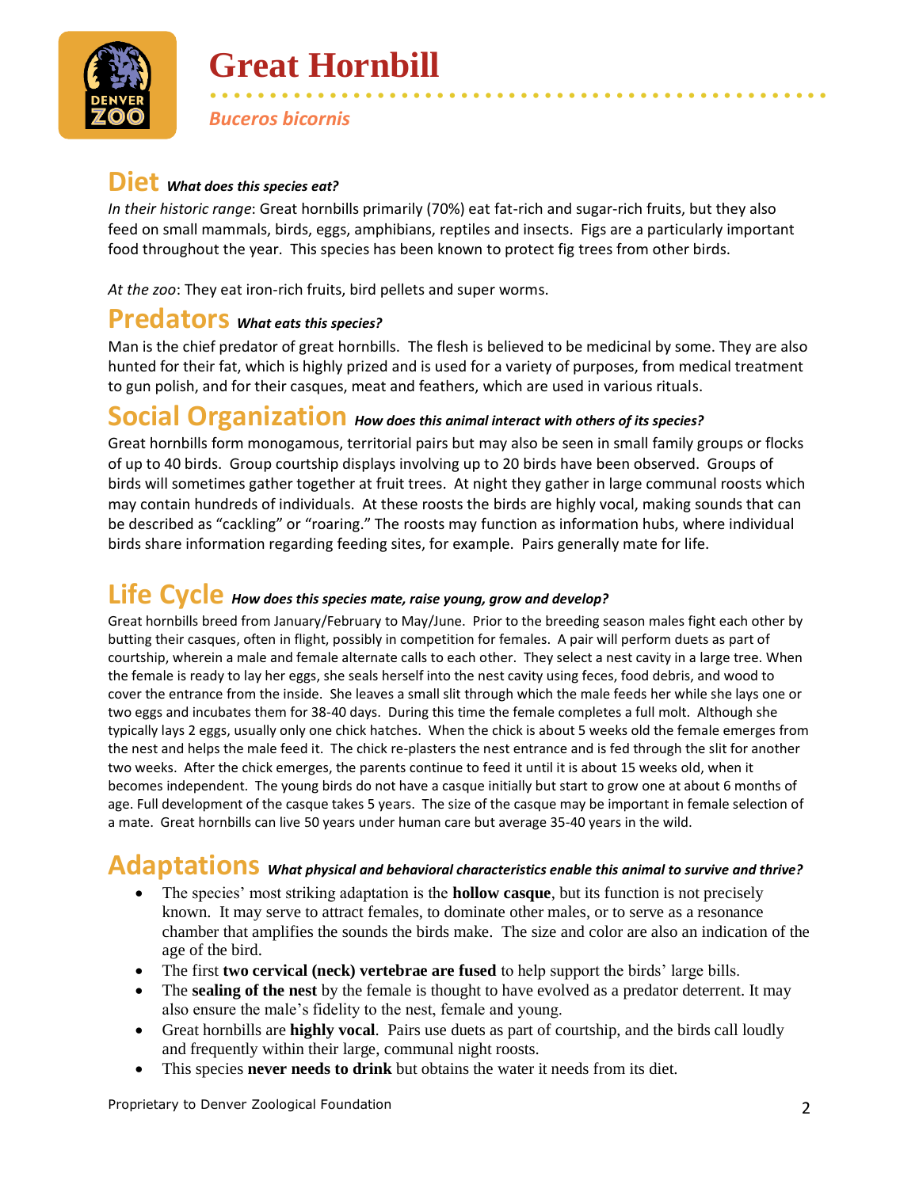# Great Hornbill

*Buceros bicornis*

## Diet *What does this species eat?*

*In their historic range*: Great hornbills primarily (70%) eat fat-rich and sugar-rich fruits, but they also feed on small mammals, birds, eggs, amphibians, reptiles and insects. Figs are a particularly important food throughout the year. This species has been known to protect fig trees from other birds.

*At the zoo*: They eat iron-rich fruits, bird pellets and super worms.

## Predators *What eats this species?*

Man is the chief predator of great hornbills. The flesh is believed to be medicinal by some. They are also hunted for their fat, which is highly prized and is used for a variety of purposes, from medical treatment to gun polish, and for their casques, meat and feathers, which are used in various rituals.

## Social Organization *How does this animal interact with others of its species?*

Great hornbills form monogamous, territorial pairs but may also be seen in small family groups or flocks of up to 40 birds. Group courtship displays involving up to 20 birds have been observed. Groups of birds will sometimes gather together at fruit trees. At night they gather in large communal roosts which may contain hundreds of individuals. At these roosts the birds are highly vocal, making sounds that can be described as "cackling" or "roaring." The roosts may function as information hubs, where individual birds share information regarding feeding sites, for example. Pairs generally mate for life.

## Life Cycle *How does this species mate, raise young, grow and develop?*

Great hornbills breed from January/February to May/June. Prior to the breeding season males fight each other by butting their casques, often in flight, possibly in competition for females. A pair will perform duets as part of courtship, wherein a male and female alternate calls to each other. They select a nest cavity in a large tree. When the female is ready to lay her eggs, she seals herself into the nest cavity using feces, food debris, and wood to cover the entrance from the inside. She leaves a small slit through which the male feeds her while she lays one or two eggs and incubates them for 38-40 days. During this time the female completes a full molt. Although she typically lays 2 eggs, usually only one chick hatches. When the chick is about 5 weeks old the female emerges from the nest and helps the male feed it. The chick re-plasters the nest entrance and is fed through the slit for another two weeks. After the chick emerges, the parents continue to feed it until it is about 15 weeks old, when it becomes independent. The young birds do not have a casque initially but start to grow one at about 6 months of age. Full development of the casque takes 5 years. The size of the casque may be important in female selection of a mate. Great hornbills can live 50 years under human care but average 35-40 years in the wild.

## Adaptations *What physical and behavioral characteristics enable this animal to survive and thrive?*

- The species' most striking adaptation is the **hollow casque**, but its function is not precisely known. It may serve to attract females, to dominate other males, or to serve as a resonance chamber that amplifies the sounds the birds make. The size and color are also an indication of the age of the bird.
- The first **two cervical (neck) vertebrae are fused** to help support the birds' large bills.
- The **sealing of the nest** by the female is thought to have evolved as a predator deterrent. It may also ensure the male's fidelity to the nest, female and young.
- Great hornbills are **highly vocal**. Pairs use duets as part of courtship, and the birds call loudly and frequently within their large, communal night roosts.
- This species **never needs to drink** but obtains the water it needs from its diet.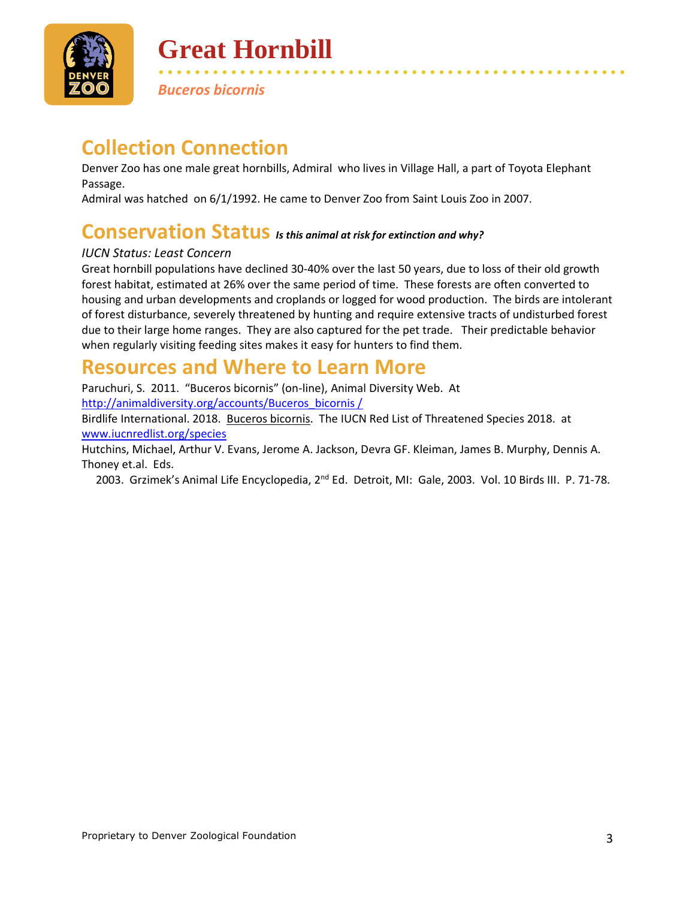# Great Hornbill

*Buceros bicornis*

## Collection Connection

Denver Zoo has one male great hornbills, Admiral who lives in Village Hall, a part of Toyota Elephant Passage.

Admiral was hatched on 6/1/1992. He came to Denver Zoo from Saint Louis Zoo in 2007.

## Conservation Status ***Is this animal at risk for extinction and why?***

*IUCN Status: Least Concern*

Great hornbill populations have declined 30-40% over the last 50 years, due to loss of their old growth forest habitat, estimated at 26% over the same period of time. These forests are often converted to housing and urban developments and croplands or logged for wood production. The birds are intolerant of forest disturbance, severely threatened by hunting and require extensive tracts of undisturbed forest due to their large home ranges. They are also captured for the pet trade. Their predictable behavior when regularly visiting feeding sites makes it easy for hunters to find them.

## Resources and Where to Learn More

Paruchuri, S. 2011. "Buceros bicornis" (on-line), Animal Diversity Web. At http://animaldiversity.org/accounts/Buceros_bicornis /

Birdlife International. 2018. Buceros bicornis. The IUCN Red List of Threatened Species 2018. at www.iucnredlist.org/species

Hutchins, Michael, Arthur V. Evans, Jerome A. Jackson, Devra GF. Kleiman, James B. Murphy, Dennis A. Thoney et.al. Eds.

2003. Grzimek's Animal Life Encyclopedia, 2nd Ed. Detroit, MI: Gale, 2003. Vol. 10 Birds III. P. 71-78.

Proprietary to Denver Zoological Foundation